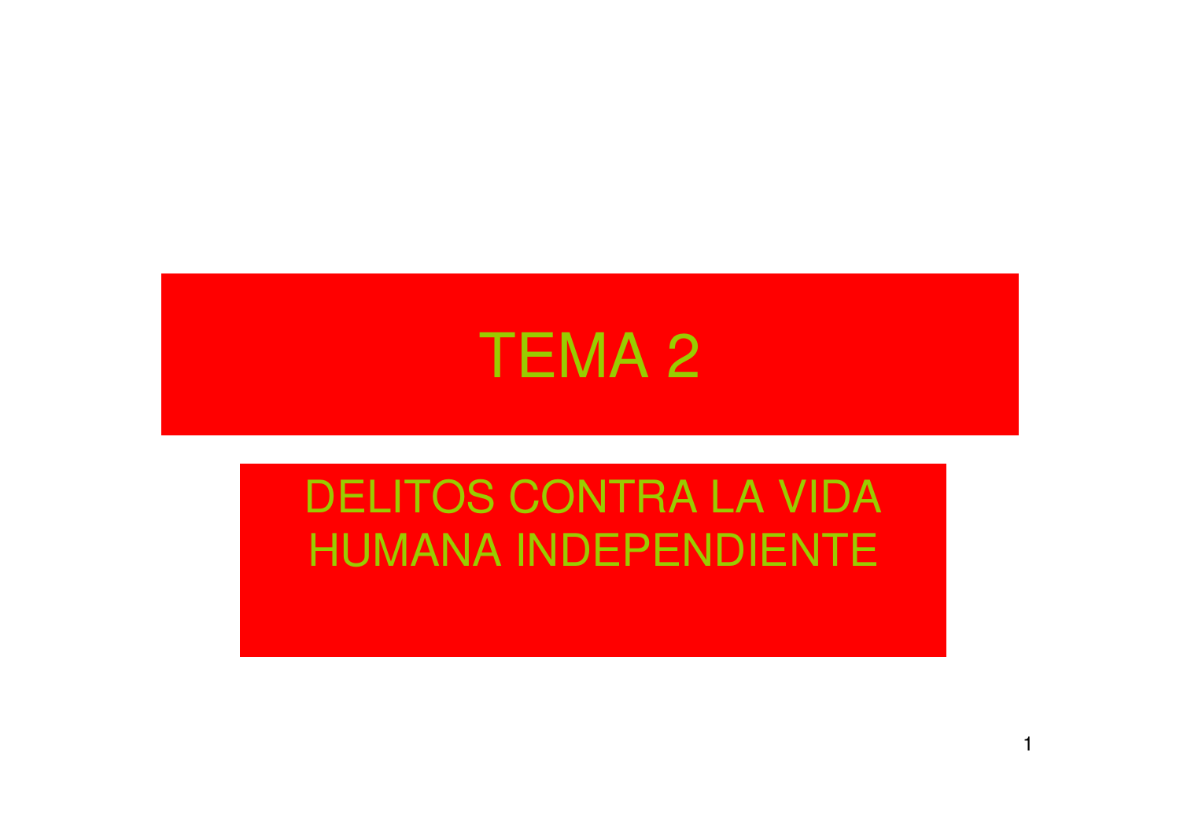# TEMA 2

## DELITOS CONTRA LA VIDA HUMANA INDEPENDIENTE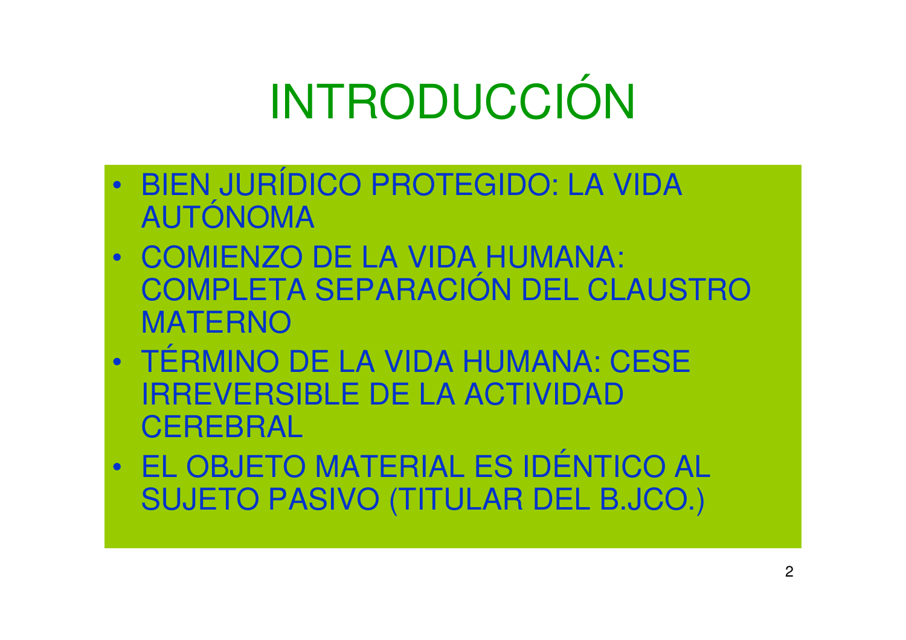# INTRODUCCIÓN

- BIEN JURÍDICO PROTEGIDO: LA VIDA AUTÓNOMA
- COMIENZO DE LA VIDA HUMANA: COMPLETA SEPARACIÓN DEL CLAUSTRO MATERNO
- TÉRMINO DE LA VIDA HUMANA: CESE IRREVERSIBLE DE LA ACTIVIDAD CEREBRAL
- EL OBJETO MATERIAL ES IDÉNTICO AL SUJETO PASIVO (TITULAR DEL B.JCO.)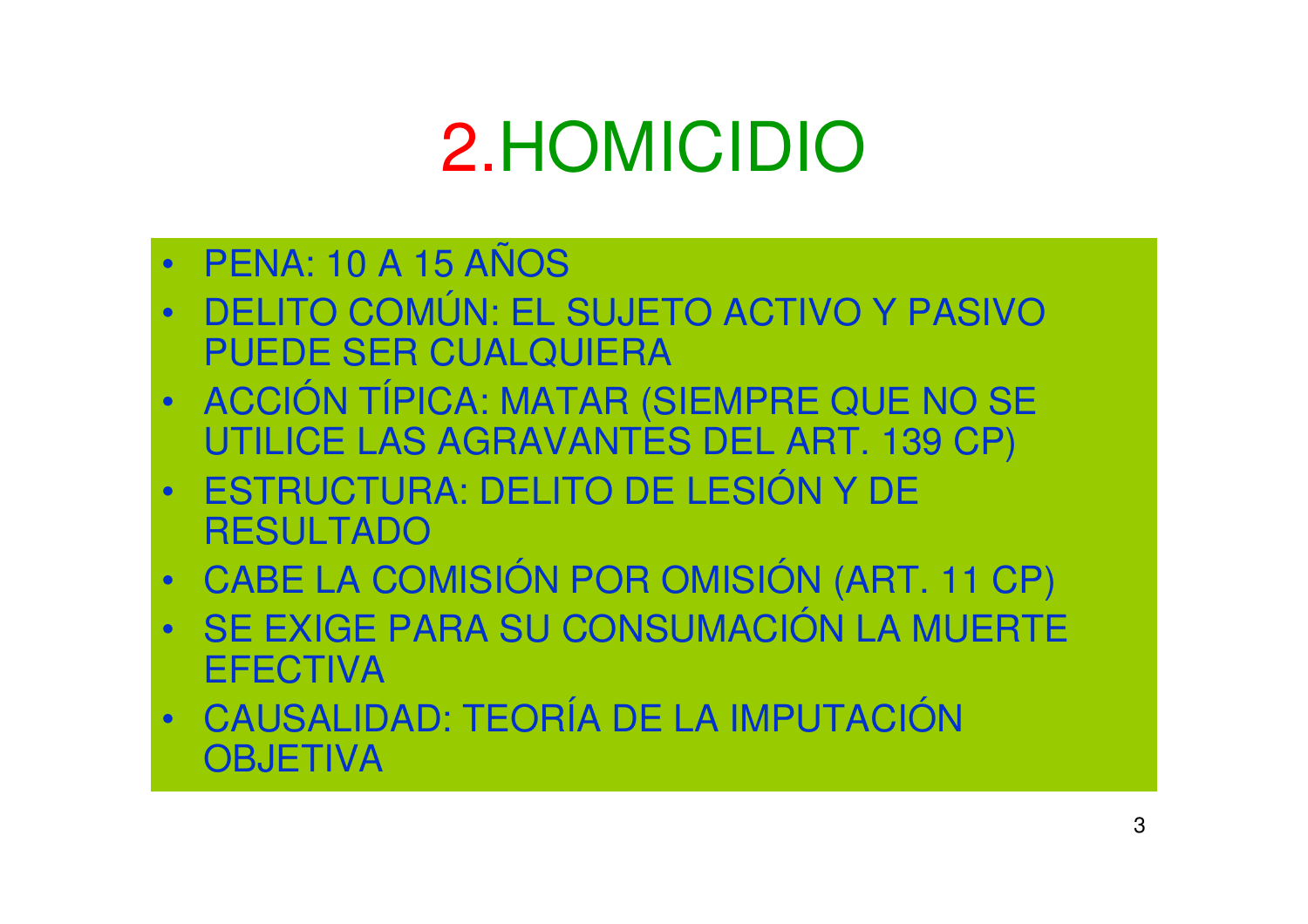# 2.HOMICIDIO

- PENA: 10 A 15 AÑOS
- DELITO COMÚN: EL SUJETO ACTIVO Y PASIVO PUEDE SER CUALQUIERA
- ACCIÓN TÍPICA: MATAR (SIEMPRE QUE NO SE UTILICE LAS AGRAVANTES DEL ART. 139 CP)
- ESTRUCTURA: DELITO DE LESIÓN Y DE RESULTADO
- CABE LA COMISIÓN POR OMISIÓN (ART. 11 CP)
- SE EXIGE PARA SU CONSUMACIÓN LA MUERTE EFECTIVA
- CAUSALIDAD: TEORÍA DE LA IMPUTACIÓN OBJETIVA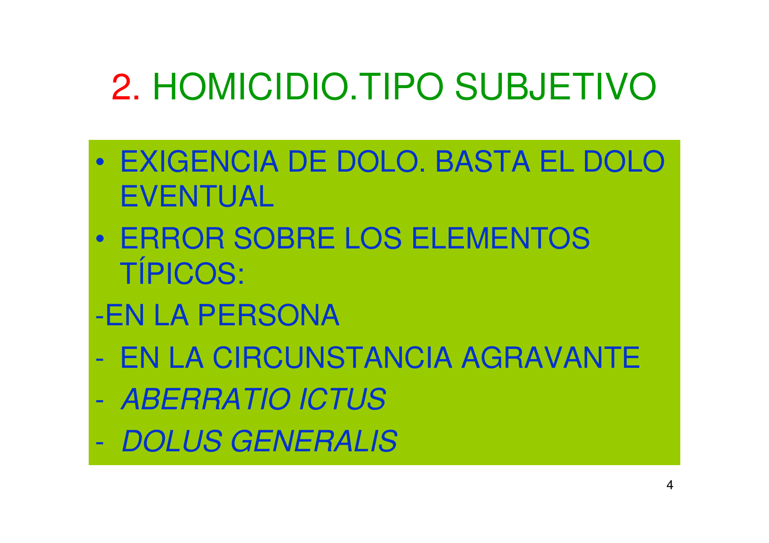# 2. HOMICIDIO.TIPO SUBJETIVO

- EXIGENCIA DE DOLO. BASTA EL DOLO EVENTUAL
- ERROR SOBRE LOS ELEMENTOS TÍPICOS:

-EN LA PERSONA

- EN LA CIRCUNSTANCIA AGRAVANTE
- *ABERRATIO ICTUS*
- *DOLUS GENERALIS*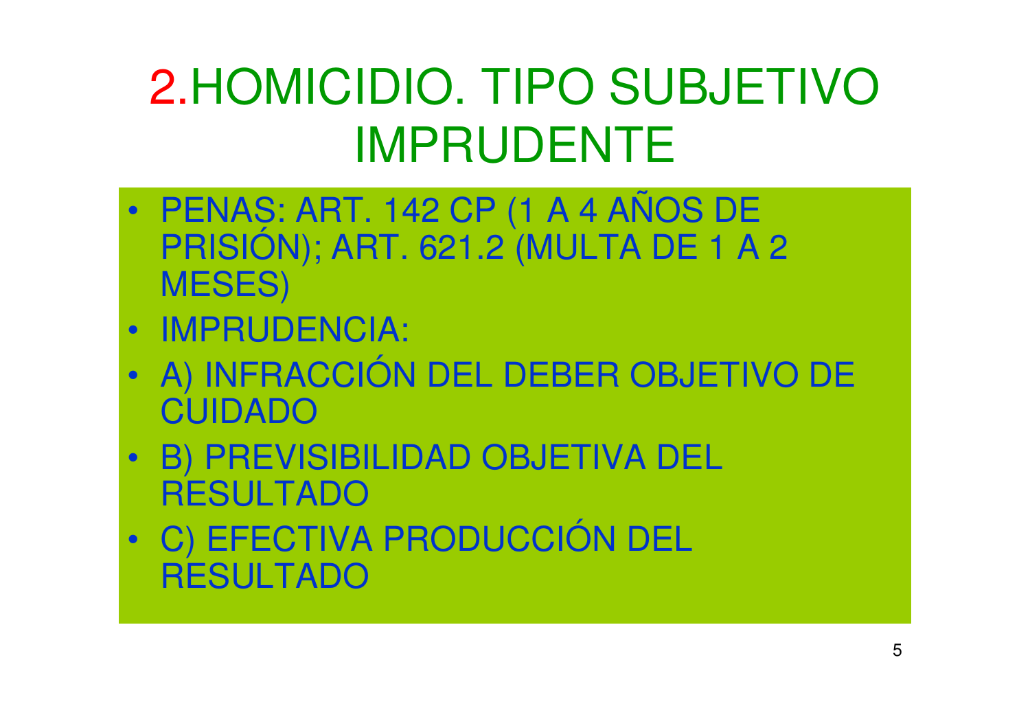# 2.HOMICIDIO. TIPO SUBJETIVO IMPRUDENTE

- PENAS: ART. 142 CP (1 A 4 AÑOS DE PRISIÓN); ART. 621.2 (MULTA DE 1 A 2 MESES)
- IMPRUDENCIA:
- A) INFRACCIÓN DEL DEBER OBJETIVO DE CUIDADO
- B) PREVISIBILIDAD OBJETIVA DEL RESULTADO
- C) EFECTIVA PRODUCCIÓN DEL RESULTADO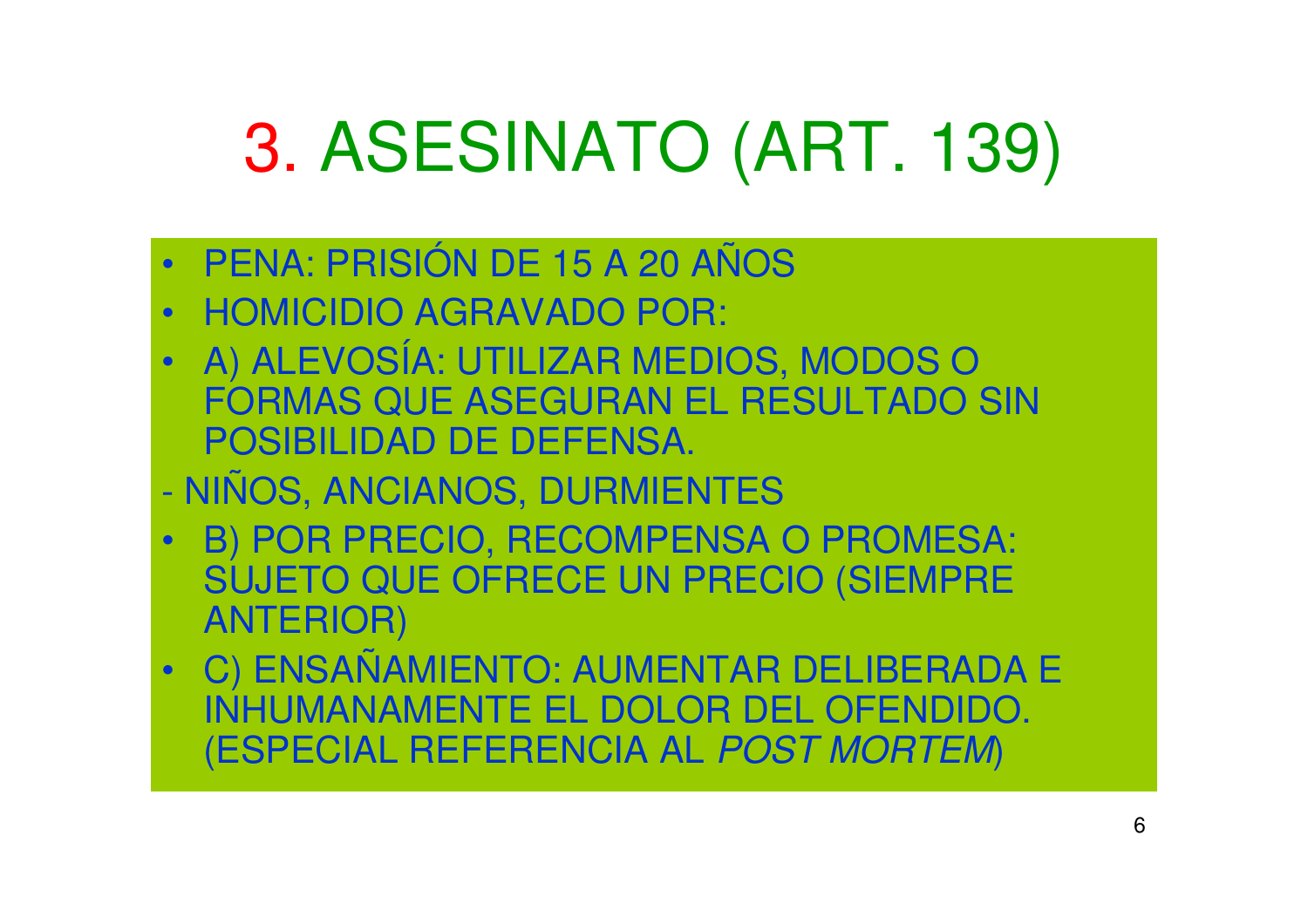# 3. ASESINATO (ART. 139)

- PENA: PRISIÓN DE 15 A 20 AÑOS
- HOMICIDIO AGRAVADO POR:
- A) ALEVOSÍA: UTILIZAR MEDIOS, MODOS O FORMAS QUE ASEGURAN EL RESULTADO SIN POSIBILIDAD DE DEFENSA.

- NIÑOS, ANCIANOS, DURMIENTES

- B) POR PRECIO, RECOMPENSA O PROMESA: SUJETO QUE OFRECE UN PRECIO (SIEMPRE ANTERIOR)
- C) ENSAÑAMIENTO: AUMENTAR DELIBERADA E INHUMANAMENTE EL DOLOR DEL OFENDIDO. (ESPECIAL REFERENCIA AL *POST MORTEM*)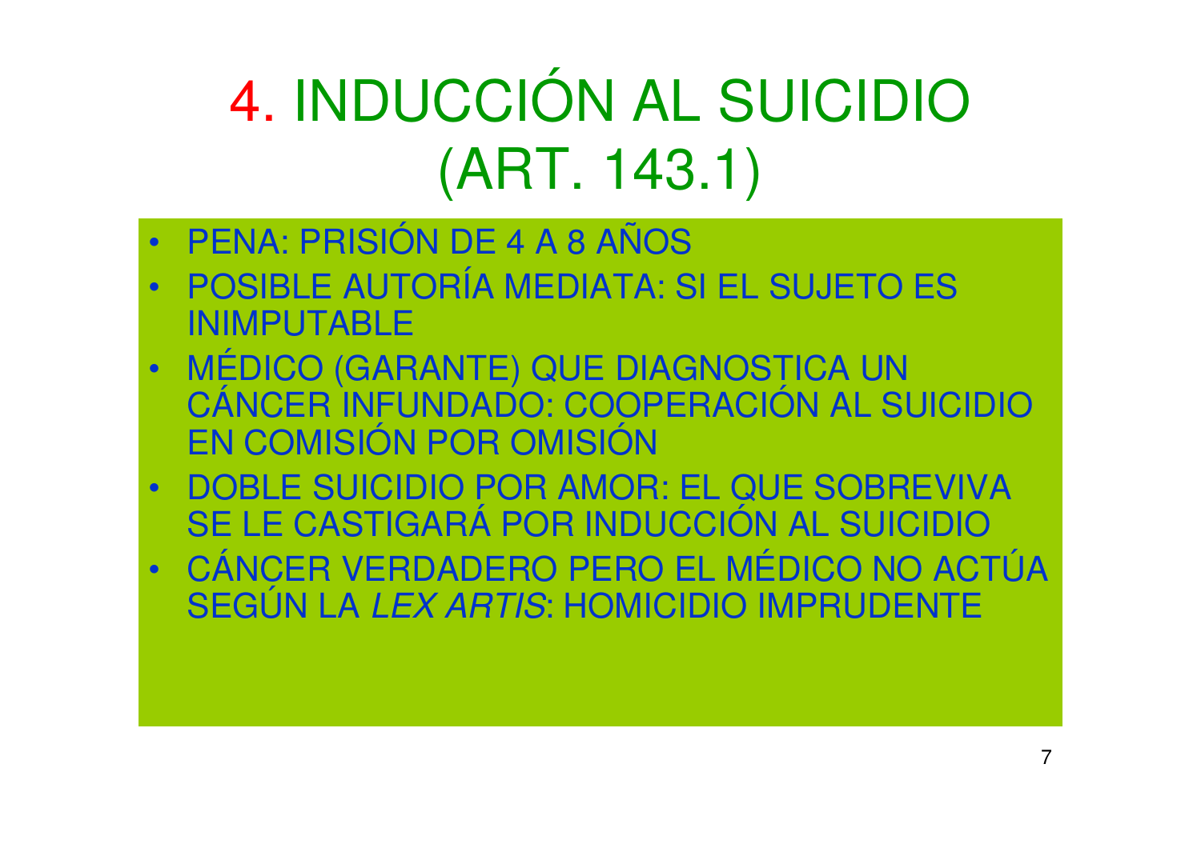# 4. INDUCCIÓN AL SUICIDIO (ART. 143.1)

- PENA: PRISIÓN DE 4 A 8 AÑOS
- POSIBLE AUTORÍA MEDIATA: SI EL SUJETO ES INIMPUTABLE
- MÉDICO (GARANTE) QUE DIAGNOSTICA UN CÁNCER INFUNDADO: COOPERACIÓN AL SUICIDIO EN COMISIÓN POR OMISIÓN
- DOBLE SUICIDIO POR AMOR: EL QUE SOBREVIVA SE LE CASTIGARÁ POR INDUCCIÓN AL SUICIDIO
- CÁNCER VERDADERO PERO EL MÉDICO NO ACTÚA SEGÚN LA *LEX ARTIS*: HOMICIDIO IMPRUDENTE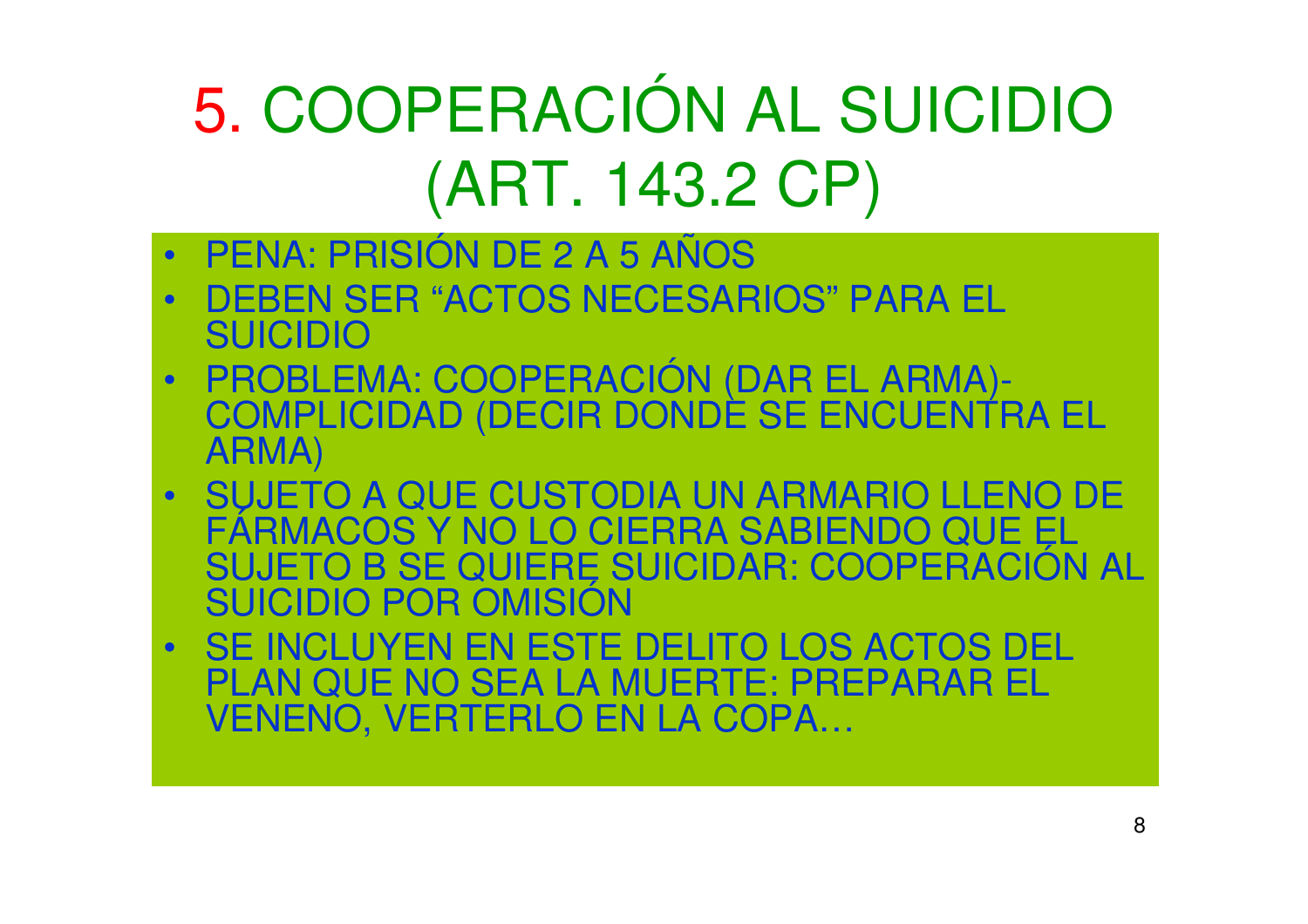# 5. COOPERACIÓN AL SUICIDIO (ART. 143.2 CP)

- PENA: PRISIÓN DE 2 A 5 AÑOS
- DEBEN SER "ACTOS NECESARIOS" PARA EL SUICIDIO
- PROBLEMA: COOPERACIÓN (DAR EL ARMA)-COMPLICIDAD (DECIR DONDE SE ENCUENTRA EL ARMA)
- SUJETO A QUE CUSTODIA UN ARMARIO LLENO DE FÁRMACOS Y NO LO CIERRA SABIENDO QUE EL SUJETO B SE QUIERE SUICIDAR: COOPERACIÓN AL SUICIDIO POR OMISIÓN
- SE INCLUYEN EN ESTE DELITO LOS ACTOS DEL PLAN QUE NO SEA LA MUERTE: PREPARAR EL VENENO, VERTERLO EN LA COPA…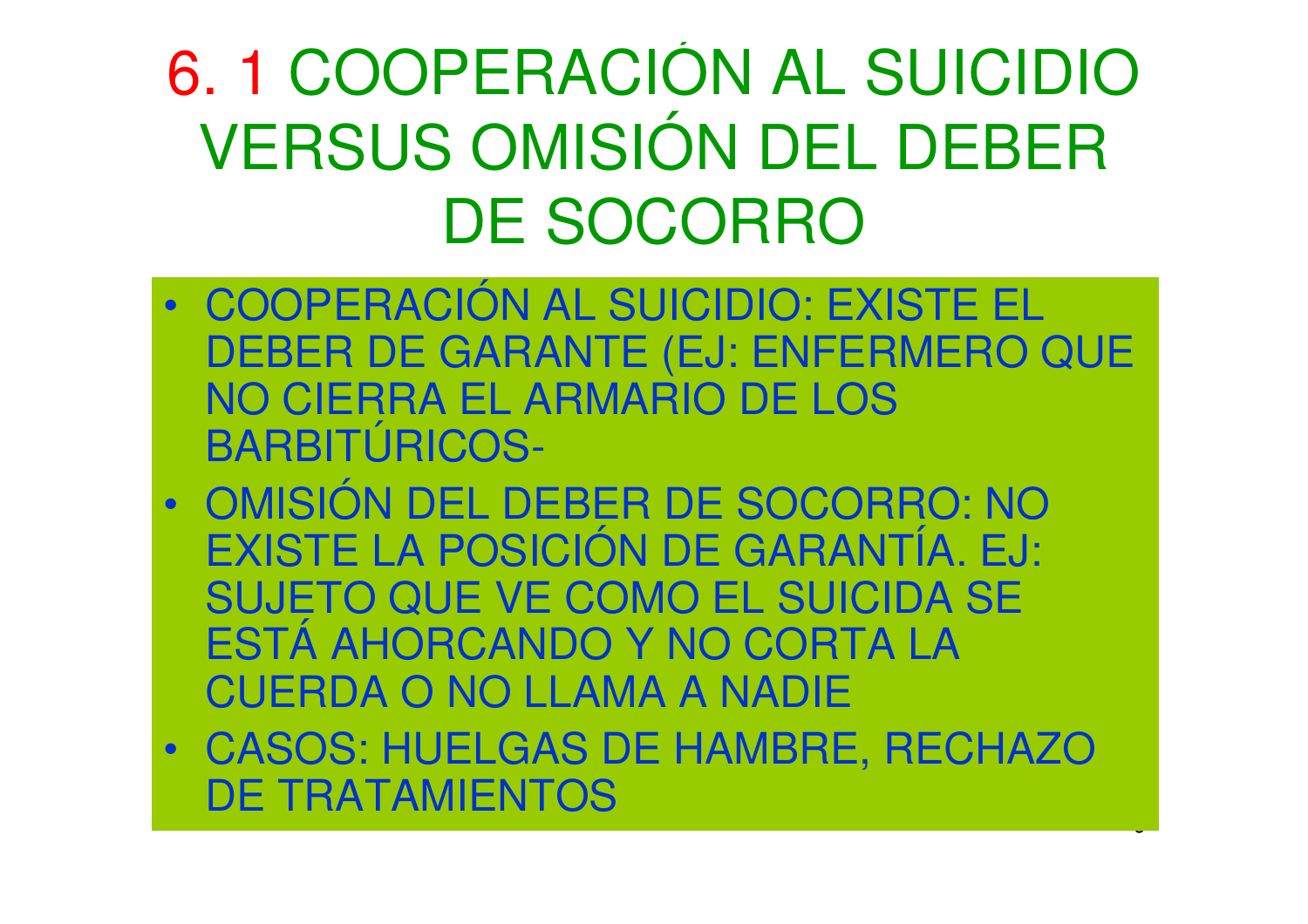# 6. 1 COOPERACIÓN AL SUICIDIO VERSUS OMISIÓN DEL DEBER DE SOCORRO

- COOPERACIÓN AL SUICIDIO: EXISTE EL DEBER DE GARANTE (EJ: ENFERMERO QUE NO CIERRA EL ARMARIO DE LOS BARBITÚRICOS-
- OMISIÓN DEL DEBER DE SOCORRO: NO EXISTE LA POSICIÓN DE GARANTÍA. EJ: SUJETO QUE VE COMO EL SUICIDA SE ESTÁ AHORCANDO Y NO CORTA LA CUERDA O NO LLAMA A NADIE
- CASOS: HUELGAS DE HAMBRE, RECHAZO DE TRATAMIENTOS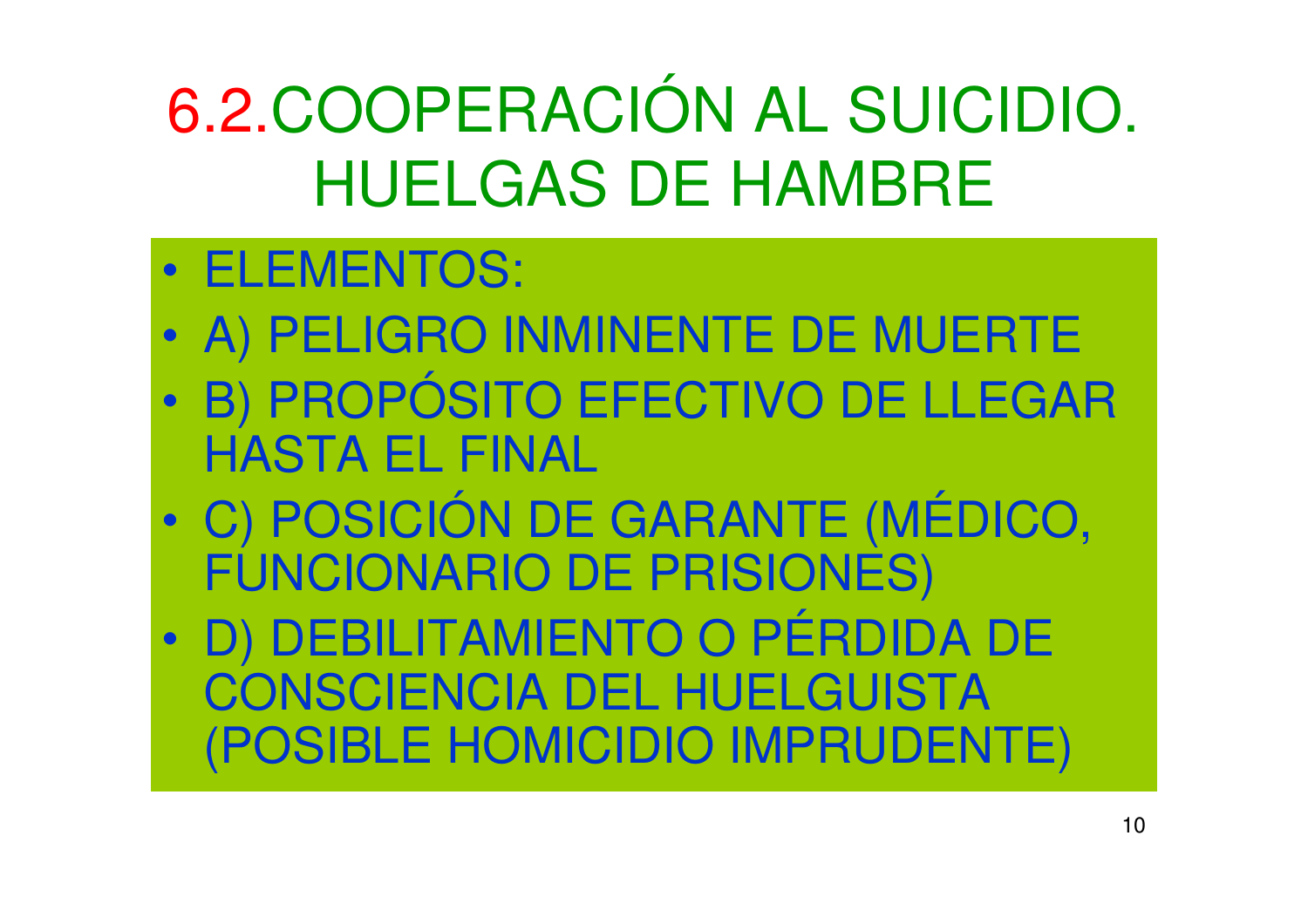# 6.2.COOPERACIÓN AL SUICIDIO. HUELGAS DE HAMBRE

- ELEMENTOS:
- A) PELIGRO INMINENTE DE MUERTE
- B) PROPÓSITO EFECTIVO DE LLEGAR HASTA EL FINAL
- C) POSICIÓN DE GARANTE (MÉDICO, FUNCIONARIO DE PRISIONES)
- D) DEBILITAMIENTO O PÉRDIDA DE CONSCIENCIA DEL HUELGUISTA (POSIBLE HOMICIDIO IMPRUDENTE)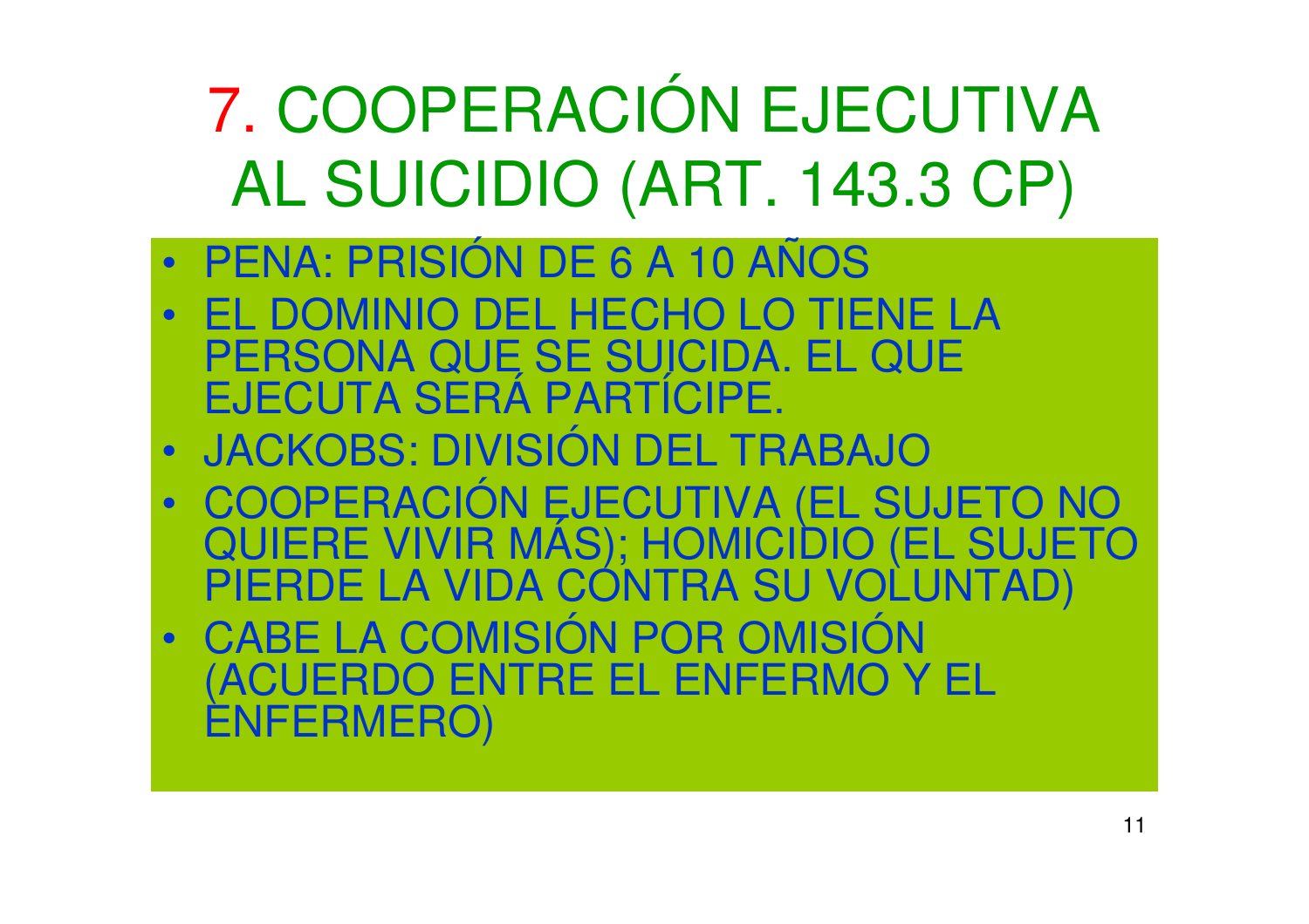# 7. COOPERACIÓN EJECUTIVA AL SUICIDIO (ART. 143.3 CP)

- PENA: PRISIÓN DE 6 A 10 AÑOS
- EL DOMINIO DEL HECHO LO TIENE LA PERSONA QUE SE SUICIDA. EL QUE EJECUTA SERÁ PARTÍCIPE.
- JACKOBS: DIVISIÓN DEL TRABAJO
- COOPERACIÓN EJECUTIVA (EL SUJETO NO QUIERE VIVIR MÁS); HOMICIDIO (EL SUJETO PIERDE LA VIDA CONTRA SU VOLUNTAD)
- CABE LA COMISIÓN POR OMISIÓN (ACUERDO ENTRE EL ENFERMO Y EL ENFERMERO)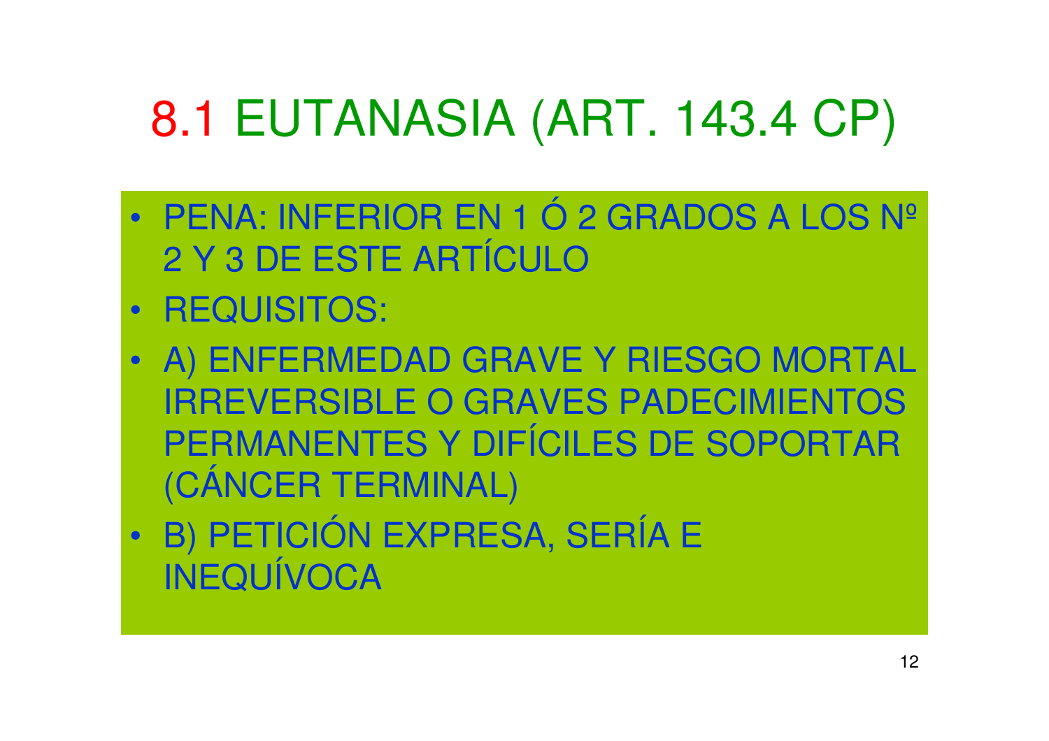# 8.1 EUTANASIA (ART. 143.4 CP)

- PENA: INFERIOR EN 1 Ó 2 GRADOS A LOS Nº 2 Y 3 DE ESTE ARTÍCULO
- REQUISITOS:
- A) ENFERMEDAD GRAVE Y RIESGO MORTAL IRREVERSIBLE O GRAVES PADECIMIENTOS PERMANENTES Y DIFÍCILES DE SOPORTAR (CÁNCER TERMINAL)
- B) PETICIÓN EXPRESA, SERÍA E INEQUÍVOCA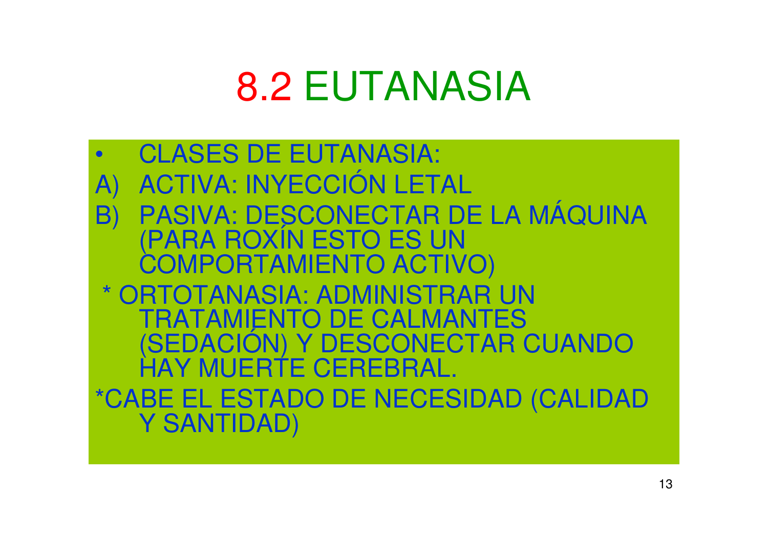# 8.2 EUTANASIA

- CLASES DE EUTANASIA:

A) ACTIVA: INYECCIÓN LETAL

B) PASIVA: DESCONECTAR DE LA MÁQUINA (PARA ROXÍN ESTO ES UN COMPORTAMIENTO ACTIVO)

\* ORTOTANASIA: ADMINISTRAR UN TRATAMIENTO DE CALMANTES (SEDACIÓN) Y DESCONECTAR CUANDO HAY MUERTE CEREBRAL.

*CABE EL ESTADO DE NECESIDAD (CALIDAD Y SANTIDAD)